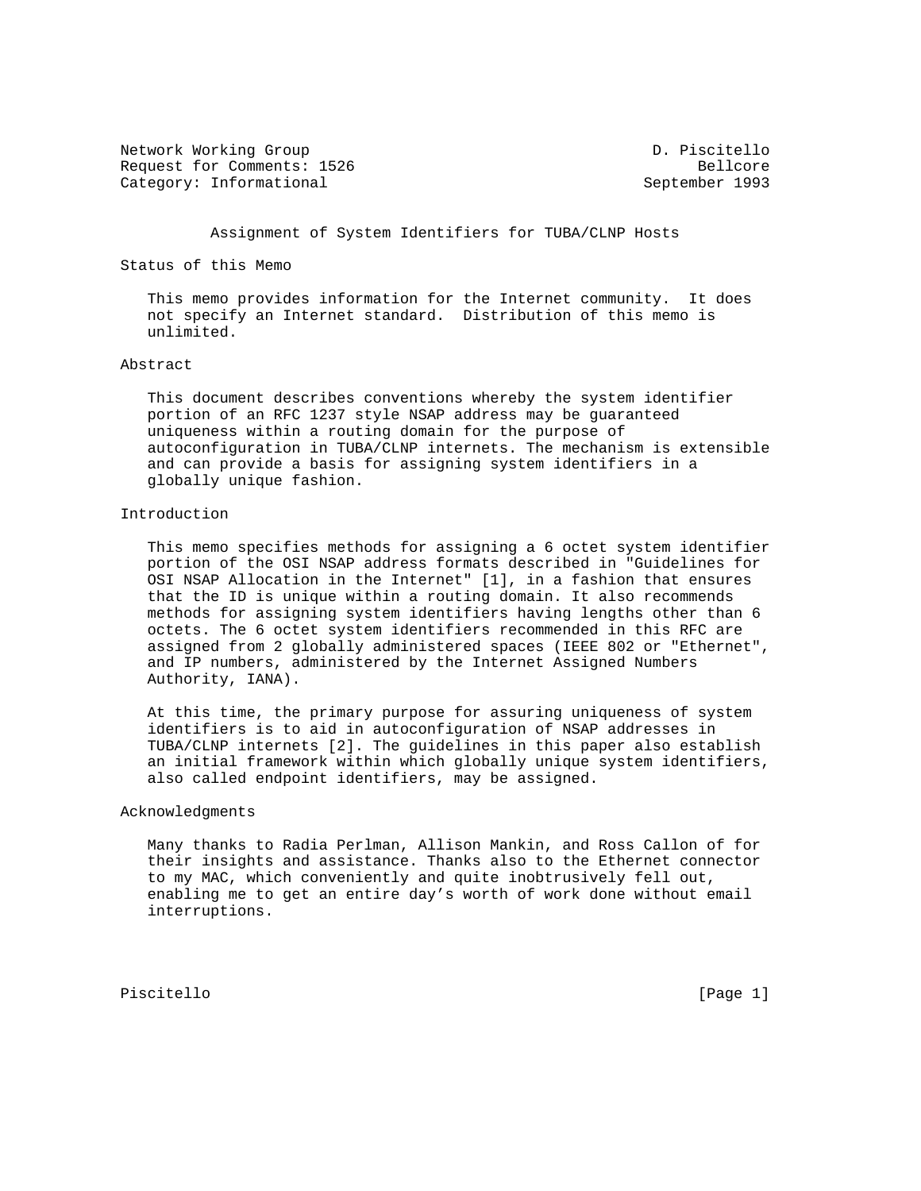Network Working Group D. Piscitello
Request for Comments: 1526 Bellcore
Category: Informational September 1993

# Assignment of System Identifiers for TUBA/CLNP Hosts

## Status of this Memo

This memo provides information for the Internet community. It does not specify an Internet standard. Distribution of this memo is unlimited.

## Abstract

This document describes conventions whereby the system identifier portion of an RFC 1237 style NSAP address may be guaranteed uniqueness within a routing domain for the purpose of autoconfiguration in TUBA/CLNP internets. The mechanism is extensible and can provide a basis for assigning system identifiers in a globally unique fashion.

## Introduction

This memo specifies methods for assigning a 6 octet system identifier portion of the OSI NSAP address formats described in "Guidelines for OSI NSAP Allocation in the Internet" [1], in a fashion that ensures that the ID is unique within a routing domain. It also recommends methods for assigning system identifiers having lengths other than 6 octets. The 6 octet system identifiers recommended in this RFC are assigned from 2 globally administered spaces (IEEE 802 or "Ethernet", and IP numbers, administered by the Internet Assigned Numbers Authority, IANA).

At this time, the primary purpose for assuring uniqueness of system identifiers is to aid in autoconfiguration of NSAP addresses in TUBA/CLNP internets [2]. The guidelines in this paper also establish an initial framework within which globally unique system identifiers, also called endpoint identifiers, may be assigned.

## Acknowledgments

Many thanks to Radia Perlman, Allison Mankin, and Ross Callon of for their insights and assistance. Thanks also to the Ethernet connector to my MAC, which conveniently and quite inobtrusively fell out, enabling me to get an entire day's worth of work done without email interruptions.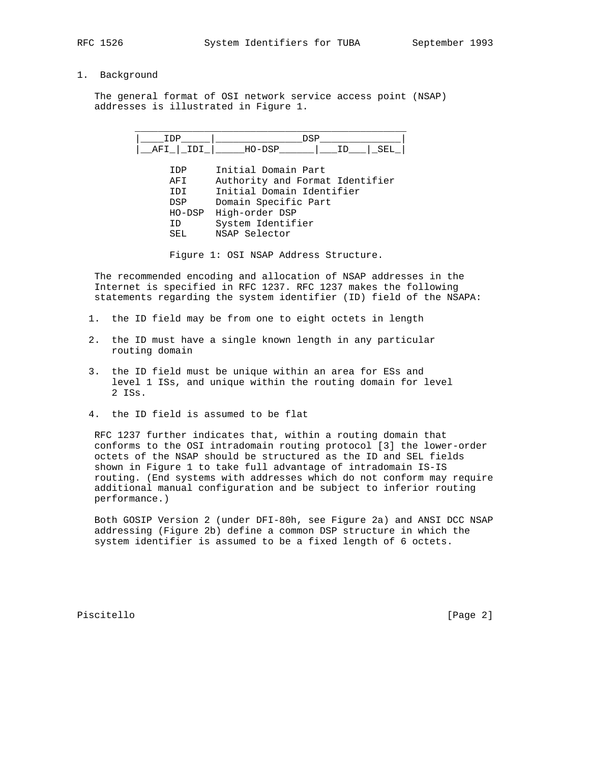## 1. Background

The general format of OSI network service access point (NSAP) addresses is illustrated in Figure 1.

```
 _______________________________________________
|____IDP_____|_______________DSP______________|
|__AFI_|_IDI_|_____HO-DSP______|___ID___|_SEL_|

       IDP     Initial Domain Part
       AFI     Authority and Format Identifier
       IDI     Initial Domain Identifier
       DSP     Domain Specific Part
       HO-DSP  High-order DSP
       ID      System Identifier
       SEL     NSAP Selector
```

Figure 1: OSI NSAP Address Structure.

The recommended encoding and allocation of NSAP addresses in the Internet is specified in RFC 1237. RFC 1237 makes the following statements regarding the system identifier (ID) field of the NSAPA:

1. the ID field may be from one to eight octets in length
2. the ID must have a single known length in any particular routing domain
3. the ID field must be unique within an area for ESs and level 1 ISs, and unique within the routing domain for level 2 ISs.
4. the ID field is assumed to be flat

RFC 1237 further indicates that, within a routing domain that conforms to the OSI intradomain routing protocol [3] the lower-order octets of the NSAP should be structured as the ID and SEL fields shown in Figure 1 to take full advantage of intradomain IS-IS routing. (End systems with addresses which do not conform may require additional manual configuration and be subject to inferior routing performance.)

Both GOSIP Version 2 (under DFI-80h, see Figure 2a) and ANSI DCC NSAP addressing (Figure 2b) define a common DSP structure in which the system identifier is assumed to be a fixed length of 6 octets.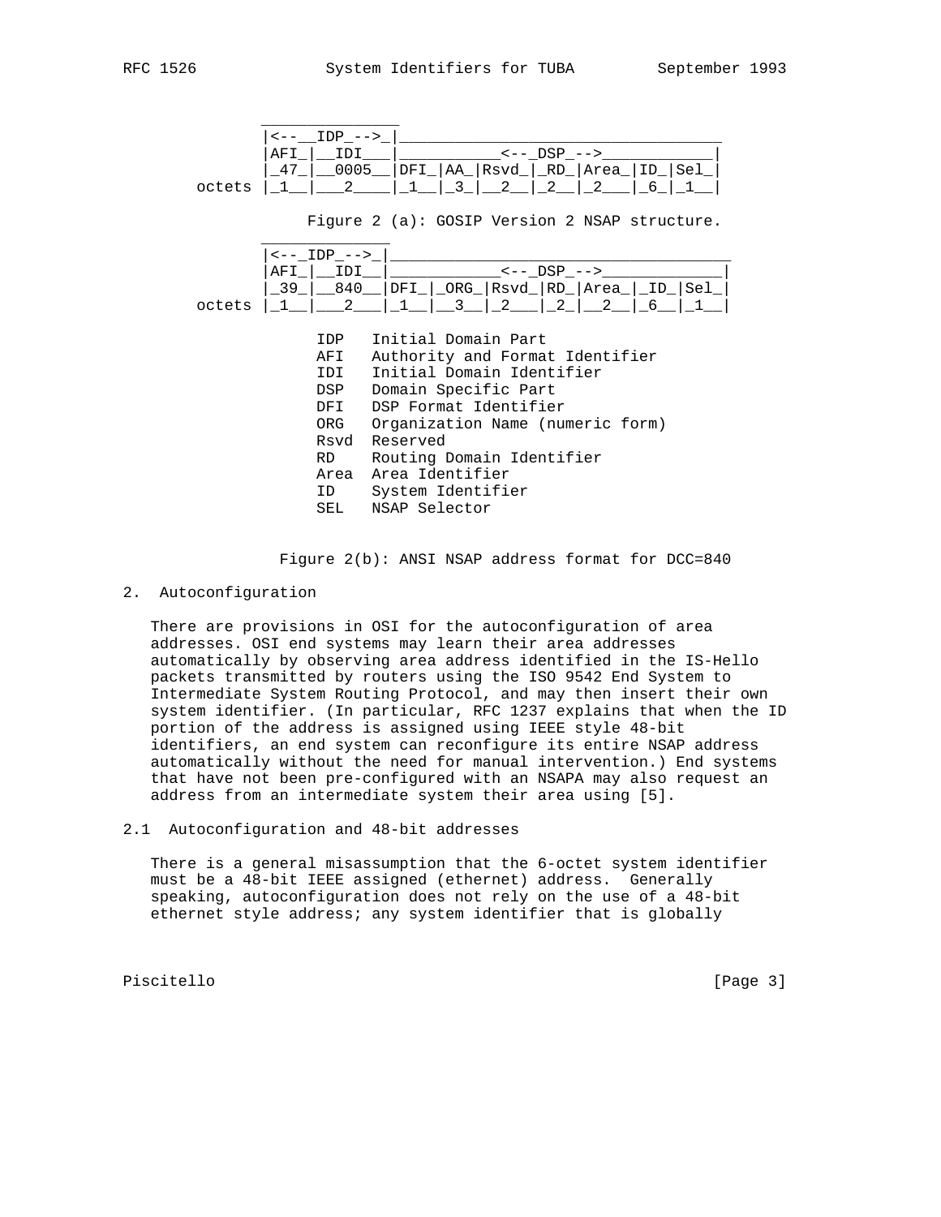```
          _______________
          |<--__IDP_-->_|____________________________________
          |AFI_|__IDI___|___________<--_DSP_-->____________|
          |_47_|__0005__|DFI_|AA_|Rsvd_|_RD_|Area_|ID_|Sel_|
   octets |_1__|___2____|_1__|_3_|__2__|_2__|_2___|_6_|_1__|
```

Figure 2 (a): GOSIP Version 2 NSAP structure.

```
          ______________
          |<--_IDP_-->_|_____________________________________
          |AFI_|__IDI__|____________<--_DSP_-->_____________|
          |_39_|__840__|DFI_|_ORG_|Rsvd_|RD_|Area_|_ID_|Sel_|
   octets |_1__|___2___|_1__|__3__|_2___|_2_|__2__|_6__|_1__|
```

```
IDP   Initial Domain Part
AFI   Authority and Format Identifier
IDI   Initial Domain Identifier
DSP   Domain Specific Part
DFI   DSP Format Identifier
ORG   Organization Name (numeric form)
Rsvd  Reserved
RD    Routing Domain Identifier
Area  Area Identifier
ID    System Identifier
SEL   NSAP Selector
```

Figure 2(b): ANSI NSAP address format for DCC=840

## 2. Autoconfiguration

There are provisions in OSI for the autoconfiguration of area addresses. OSI end systems may learn their area addresses automatically by observing area address identified in the IS-Hello packets transmitted by routers using the ISO 9542 End System to Intermediate System Routing Protocol, and may then insert their own system identifier. (In particular, RFC 1237 explains that when the ID portion of the address is assigned using IEEE style 48-bit identifiers, an end system can reconfigure its entire NSAP address automatically without the need for manual intervention.) End systems that have not been pre-configured with an NSAPA may also request an address from an intermediate system their area using [5].

### 2.1 Autoconfiguration and 48-bit addresses

There is a general misassumption that the 6-octet system identifier must be a 48-bit IEEE assigned (ethernet) address. Generally speaking, autoconfiguration does not rely on the use of a 48-bit ethernet style address; any system identifier that is globally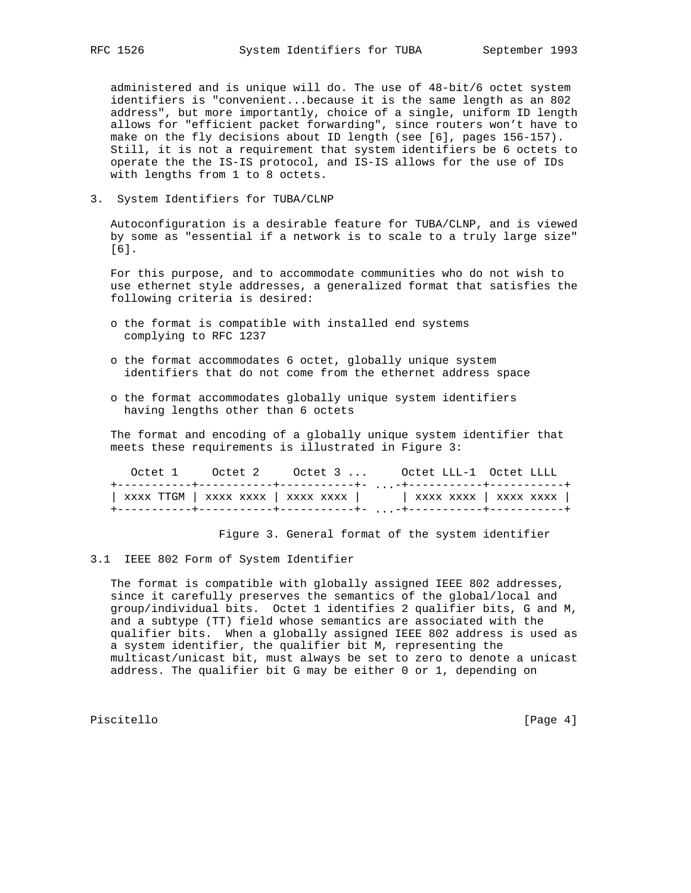administered and is unique will do. The use of 48-bit/6 octet system identifiers is "convenient...because it is the same length as an 802 address", but more importantly, choice of a single, uniform ID length allows for "efficient packet forwarding", since routers won't have to make on the fly decisions about ID length (see [6], pages 156-157). Still, it is not a requirement that system identifiers be 6 octets to operate the the IS-IS protocol, and IS-IS allows for the use of IDs with lengths from 1 to 8 octets.

## 3. System Identifiers for TUBA/CLNP

Autoconfiguration is a desirable feature for TUBA/CLNP, and is viewed by some as "essential if a network is to scale to a truly large size" [6].

For this purpose, and to accommodate communities who do not wish to use ethernet style addresses, a generalized format that satisfies the following criteria is desired:

- o the format is compatible with installed end systems complying to RFC 1237
- o the format accommodates 6 octet, globally unique system identifiers that do not come from the ethernet address space
- o the format accommodates globally unique system identifiers having lengths other than 6 octets

The format and encoding of a globally unique system identifier that meets these requirements is illustrated in Figure 3:

```
   Octet 1     Octet 2     Octet 3 ...     Octet LLL-1  Octet LLLL
+-----------+-----------+-----------+- ...-+-----------+-----------+
| xxxx TTGM | xxxx xxxx | xxxx xxxx |      | xxxx xxxx | xxxx xxxx |
+-----------+-----------+-----------+- ...-+-----------+-----------+
```

Figure 3. General format of the system identifier

### 3.1 IEEE 802 Form of System Identifier

The format is compatible with globally assigned IEEE 802 addresses, since it carefully preserves the semantics of the global/local and group/individual bits. Octet 1 identifies 2 qualifier bits, G and M, and a subtype (TT) field whose semantics are associated with the qualifier bits. When a globally assigned IEEE 802 address is used as a system identifier, the qualifier bit M, representing the multicast/unicast bit, must always be set to zero to denote a unicast address. The qualifier bit G may be either 0 or 1, depending on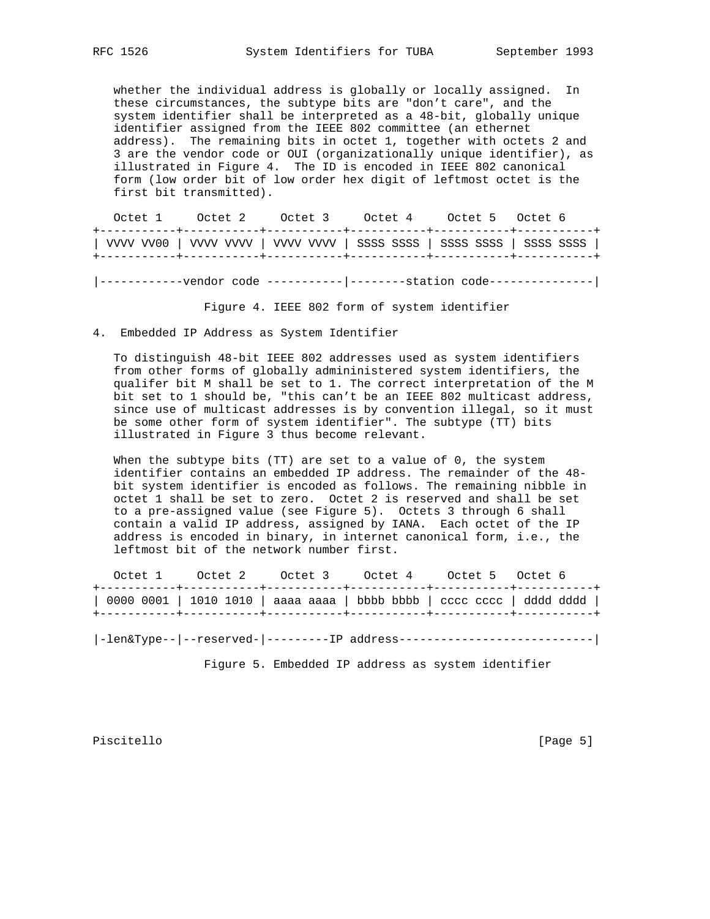whether the individual address is globally or locally assigned. In these circumstances, the subtype bits are "don't care", and the system identifier shall be interpreted as a 48-bit, globally unique identifier assigned from the IEEE 802 committee (an ethernet address). The remaining bits in octet 1, together with octets 2 and 3 are the vendor code or OUI (organizationally unique identifier), as illustrated in Figure 4. The ID is encoded in IEEE 802 canonical form (low order bit of low order hex digit of leftmost octet is the first bit transmitted).

```
   Octet 1     Octet 2     Octet 3     Octet 4     Octet 5   Octet 6
+-----------+-----------+-----------+-----------+-----------+-----------+
| VVVV VV00 | VVVV VVVV | VVVV VVVV | SSSS SSSS | SSSS SSSS | SSSS SSSS |
+-----------+-----------+-----------+-----------+-----------+-----------+

|------------vendor code -----------|--------station code---------------|
```

Figure 4. IEEE 802 form of system identifier

## 4. Embedded IP Address as System Identifier

To distinguish 48-bit IEEE 802 addresses used as system identifiers from other forms of globally admininistered system identifiers, the qualifer bit M shall be set to 1. The correct interpretation of the M bit set to 1 should be, "this can't be an IEEE 802 multicast address, since use of multicast addresses is by convention illegal, so it must be some other form of system identifier". The subtype (TT) bits illustrated in Figure 3 thus become relevant.

When the subtype bits (TT) are set to a value of 0, the system identifier contains an embedded IP address. The remainder of the 48-bit system identifier is encoded as follows. The remaining nibble in octet 1 shall be set to zero. Octet 2 is reserved and shall be set to a pre-assigned value (see Figure 5). Octets 3 through 6 shall contain a valid IP address, assigned by IANA. Each octet of the IP address is encoded in binary, in internet canonical form, i.e., the leftmost bit of the network number first.

```
   Octet 1     Octet 2     Octet 3     Octet 4     Octet 5   Octet 6
+-----------+-----------+-----------+-----------+-----------+-----------+
| 0000 0001 | 1010 1010 | aaaa aaaa | bbbb bbbb | cccc cccc | dddd dddd |
+-----------+-----------+-----------+-----------+-----------+-----------+

|-len&Type--|--reserved-|---------IP address----------------------------|
```

Figure 5. Embedded IP address as system identifier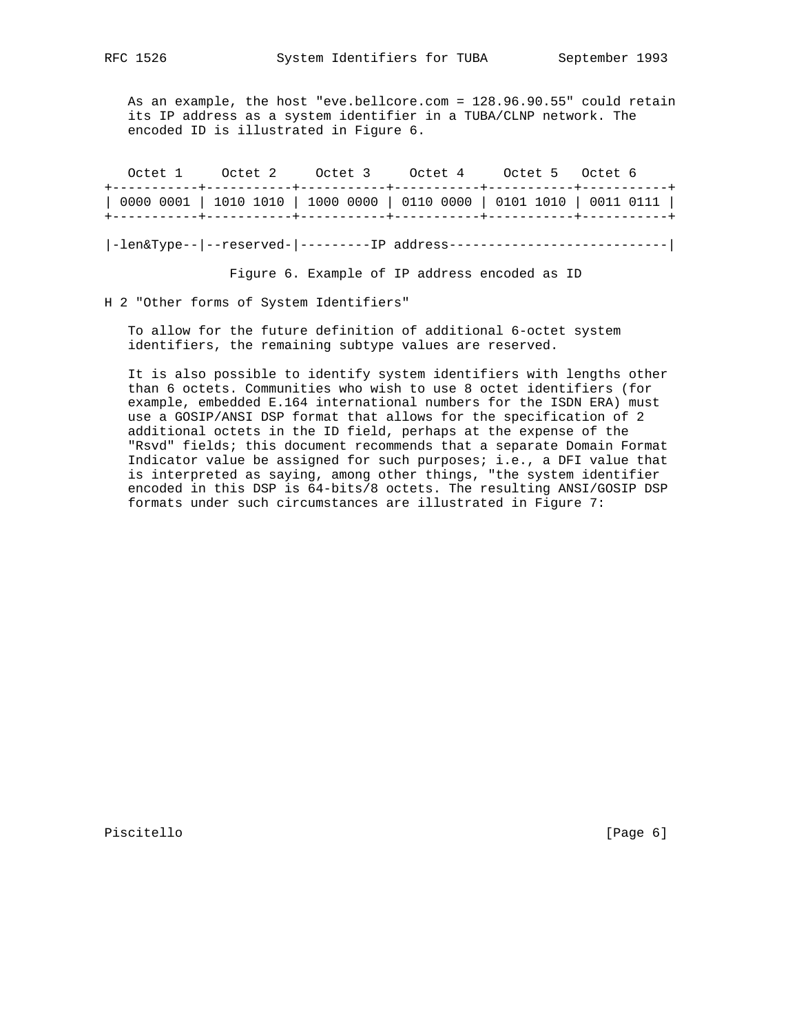As an example, the host "eve.bellcore.com = 128.96.90.55" could retain its IP address as a system identifier in a TUBA/CLNP network. The encoded ID is illustrated in Figure 6.

```
   Octet 1     Octet 2     Octet 3     Octet 4     Octet 5   Octet 6
+-----------+-----------+-----------+-----------+-----------+-----------+
| 0000 0001 | 1010 1010 | 1000 0000 | 0110 0000 | 0101 1010 | 0011 0111 |
+-----------+-----------+-----------+-----------+-----------+-----------+

|-len&Type--|--reserved-|---------IP address----------------------------|
```

Figure 6. Example of IP address encoded as ID

H 2 "Other forms of System Identifiers"

To allow for the future definition of additional 6-octet system identifiers, the remaining subtype values are reserved.

It is also possible to identify system identifiers with lengths other than 6 octets. Communities who wish to use 8 octet identifiers (for example, embedded E.164 international numbers for the ISDN ERA) must use a GOSIP/ANSI DSP format that allows for the specification of 2 additional octets in the ID field, perhaps at the expense of the "Rsvd" fields; this document recommends that a separate Domain Format Indicator value be assigned for such purposes; i.e., a DFI value that is interpreted as saying, among other things, "the system identifier encoded in this DSP is 64-bits/8 octets. The resulting ANSI/GOSIP DSP formats under such circumstances are illustrated in Figure 7: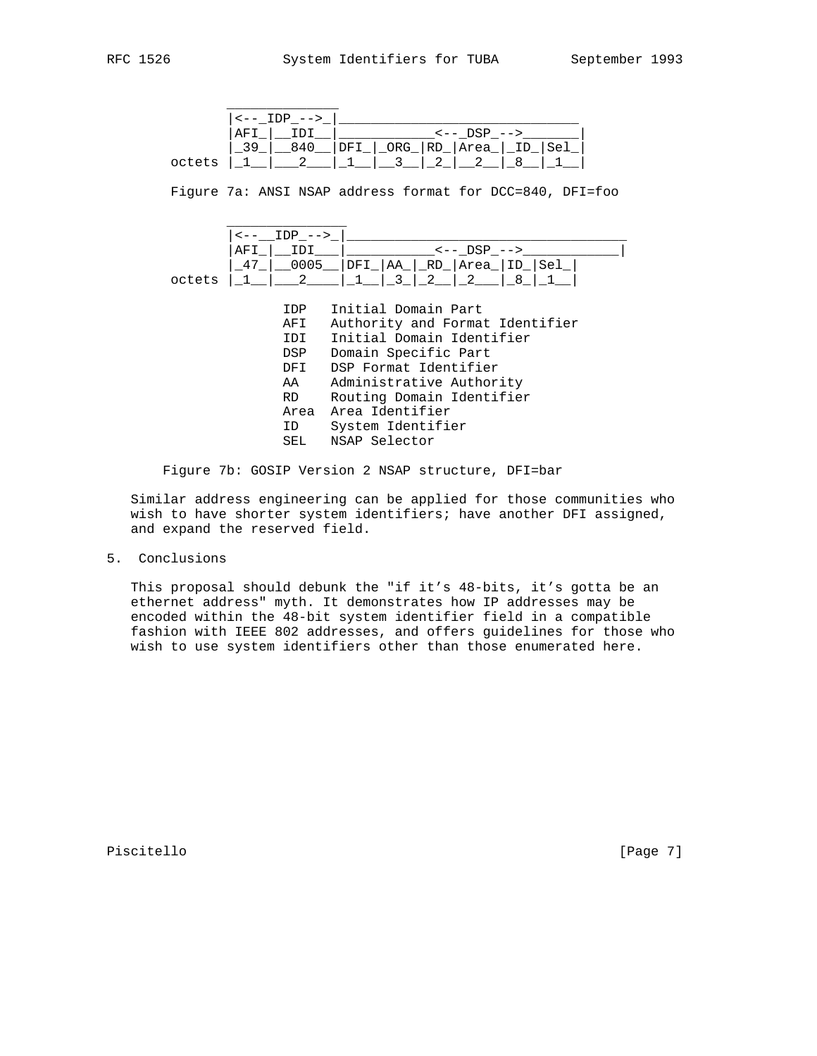```
        ______________
        |<--_IDP_-->_|______________________________
        |AFI_|__IDI__|____________<--_DSP_-->_______|
        |_39_|__840__|DFI_|_ORG_|RD_|Area_|_ID_|Sel_|
 octets |_1__|___2___|_1__|__3__|_2_|__2__|_8__|_1__|
```

Figure 7a: ANSI NSAP address format for DCC=840, DFI=foo

```
        _______________
        |<--__IDP_-->_|____________________________________
        |AFI_|__IDI___|___________<--_DSP_-->____________|
        |_47_|__0005__|DFI_|AA_|_RD_|Area_|ID_|Sel_|
 octets |_1__|___2____|_1__|_3_|_2__|_2___|_8_|_1__|

               IDP   Initial Domain Part
               AFI   Authority and Format Identifier
               IDI   Initial Domain Identifier
               DSP   Domain Specific Part
               DFI   DSP Format Identifier
               AA    Administrative Authority
               RD    Routing Domain Identifier
               Area  Area Identifier
               ID    System Identifier
               SEL   NSAP Selector
```

Figure 7b: GOSIP Version 2 NSAP structure, DFI=bar

Similar address engineering can be applied for those communities who wish to have shorter system identifiers; have another DFI assigned, and expand the reserved field.

## 5. Conclusions

This proposal should debunk the "if it’s 48-bits, it’s gotta be an ethernet address" myth. It demonstrates how IP addresses may be encoded within the 48-bit system identifier field in a compatible fashion with IEEE 802 addresses, and offers guidelines for those who wish to use system identifiers other than those enumerated here.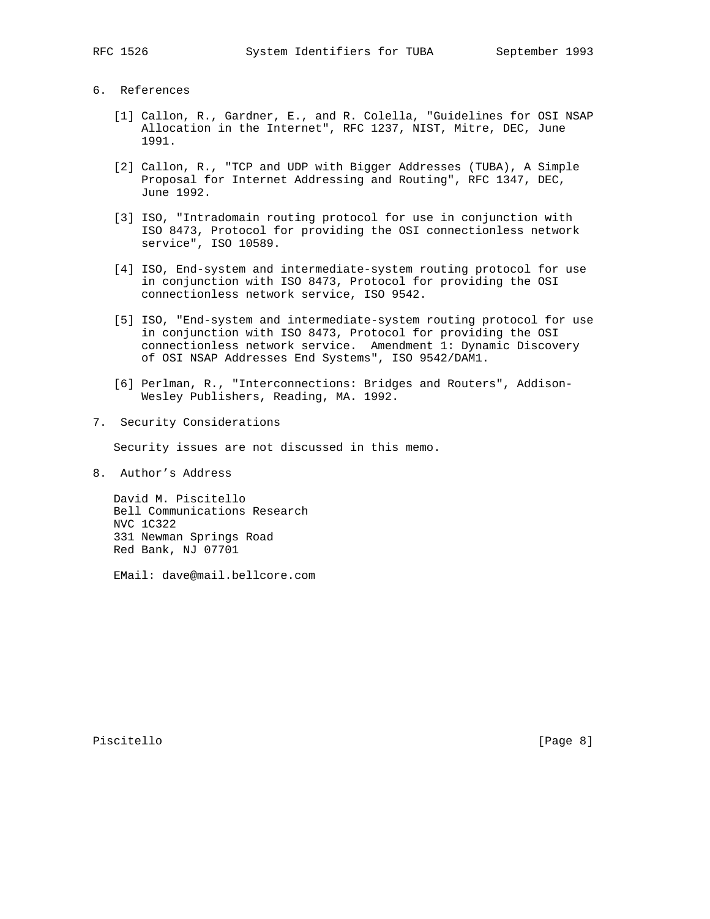## 6. References

[1] Callon, R., Gardner, E., and R. Colella, "Guidelines for OSI NSAP Allocation in the Internet", RFC 1237, NIST, Mitre, DEC, June 1991.

[2] Callon, R., "TCP and UDP with Bigger Addresses (TUBA), A Simple Proposal for Internet Addressing and Routing", RFC 1347, DEC, June 1992.

[3] ISO, "Intradomain routing protocol for use in conjunction with ISO 8473, Protocol for providing the OSI connectionless network service", ISO 10589.

[4] ISO, End-system and intermediate-system routing protocol for use in conjunction with ISO 8473, Protocol for providing the OSI connectionless network service, ISO 9542.

[5] ISO, "End-system and intermediate-system routing protocol for use in conjunction with ISO 8473, Protocol for providing the OSI connectionless network service. Amendment 1: Dynamic Discovery of OSI NSAP Addresses End Systems", ISO 9542/DAM1.

[6] Perlman, R., "Interconnections: Bridges and Routers", Addison-Wesley Publishers, Reading, MA. 1992.

## 7. Security Considerations

Security issues are not discussed in this memo.

## 8. Author's Address

David M. Piscitello
Bell Communications Research
NVC 1C322
331 Newman Springs Road
Red Bank, NJ 07701

EMail: dave@mail.bellcore.com